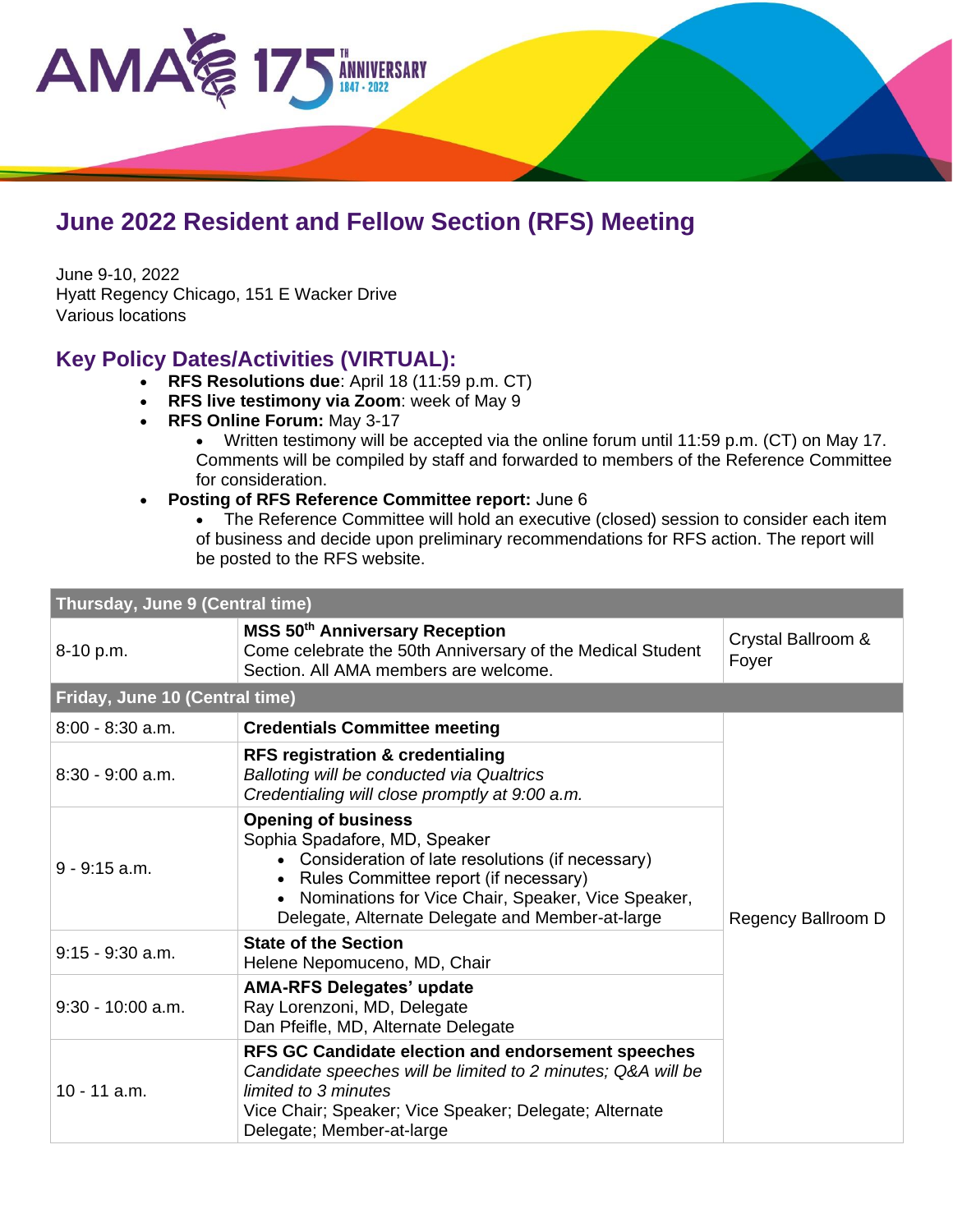# June 2022 Resident and Fellow Section (RFS) Meeting

June 9-10, 2022
Hyatt Regency Chicago, 151 E Wacker Drive
Various locations

## Key Policy Dates/Activities (VIRTUAL):

- **RFS Resolutions due**: April 18 (11:59 p.m. CT)
- **RFS live testimony via Zoom**: week of May 9
- **RFS Online Forum:** May 3-17
  - Written testimony will be accepted via the online forum until 11:59 p.m. (CT) on May 17. Comments will be compiled by staff and forwarded to members of the Reference Committee for consideration.
- **Posting of RFS Reference Committee report:** June 6
  - The Reference Committee will hold an executive (closed) session to consider each item of business and decide upon preliminary recommendations for RFS action. The report will be posted to the RFS website.

| Thursday, June 9 (Central time) | | |
|---|---|---|
| 8-10 p.m. | **MSS 50th Anniversary Reception**<br>Come celebrate the 50th Anniversary of the Medical Student Section. All AMA members are welcome. | Crystal Ballroom & Foyer |
| **Friday, June 10 (Central time)** | | |
| 8:00 - 8:30 a.m. | **Credentials Committee meeting** | Regency Ballroom D |
| 8:30 - 9:00 a.m. | **RFS registration & credentialing**<br>*Balloting will be conducted via Qualtrics*<br>*Credentialing will close promptly at 9:00 a.m.* | |
| 9 - 9:15 a.m. | **Opening of business**<br>Sophia Spadafore, MD, Speaker<br>• Consideration of late resolutions (if necessary)<br>• Rules Committee report (if necessary)<br>• Nominations for Vice Chair, Speaker, Vice Speaker, Delegate, Alternate Delegate and Member-at-large | |
| 9:15 - 9:30 a.m. | **State of the Section**<br>Helene Nepomuceno, MD, Chair | |
| 9:30 - 10:00 a.m. | **AMA-RFS Delegates' update**<br>Ray Lorenzoni, MD, Delegate<br>Dan Pfeifle, MD, Alternate Delegate | |
| 10 - 11 a.m. | **RFS GC Candidate election and endorsement speeches**<br>*Candidate speeches will be limited to 2 minutes; Q&A will be limited to 3 minutes*<br>Vice Chair; Speaker; Vice Speaker; Delegate; Alternate Delegate; Member-at-large | |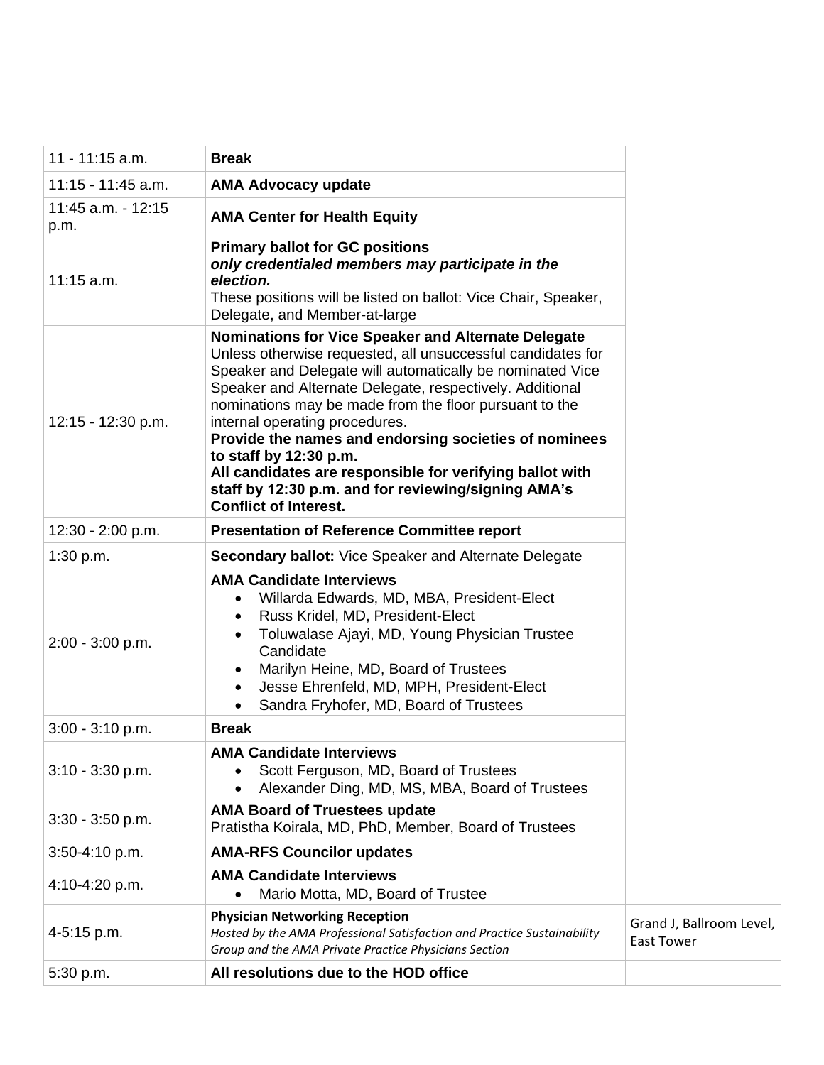| | | |
|---|---|---|
| 11 - 11:15 a.m. | **Break** | |
| 11:15 - 11:45 a.m. | **AMA Advocacy update** | |
| 11:45 a.m. - 12:15 p.m. | **AMA Center for Health Equity** | |
| 11:15 a.m. | **Primary ballot for GC positions** ***only credentialed members may participate in the election.*** These positions will be listed on ballot: Vice Chair, Speaker, Delegate, and Member-at-large | |
| 12:15 - 12:30 p.m. | **Nominations for Vice Speaker and Alternate Delegate** Unless otherwise requested, all unsuccessful candidates for Speaker and Delegate will automatically be nominated Vice Speaker and Alternate Delegate, respectively. Additional nominations may be made from the floor pursuant to the internal operating procedures. **Provide the names and endorsing societies of nominees to staff by 12:30 p.m.** **All candidates are responsible for verifying ballot with staff by 12:30 p.m. and for reviewing/signing AMA's Conflict of Interest.** | |
| 12:30 - 2:00 p.m. | **Presentation of Reference Committee report** | |
| 1:30 p.m. | **Secondary ballot:** Vice Speaker and Alternate Delegate | |
| 2:00 - 3:00 p.m. | **AMA Candidate Interviews**<br>• Willarda Edwards, MD, MBA, President-Elect<br>• Russ Kridel, MD, President-Elect<br>• Toluwalase Ajayi, MD, Young Physician Trustee Candidate<br>• Marilyn Heine, MD, Board of Trustees<br>• Jesse Ehrenfeld, MD, MPH, President-Elect<br>• Sandra Fryhofer, MD, Board of Trustees | |
| 3:00 - 3:10 p.m. | **Break** | |
| 3:10 - 3:30 p.m. | **AMA Candidate Interviews**<br>• Scott Ferguson, MD, Board of Trustees<br>• Alexander Ding, MD, MS, MBA, Board of Trustees | |
| 3:30 - 3:50 p.m. | **AMA Board of Truestees update** Pratistha Koirala, MD, PhD, Member, Board of Trustees | |
| 3:50-4:10 p.m. | **AMA-RFS Councilor updates** | |
| 4:10-4:20 p.m. | **AMA Candidate Interviews**<br>• Mario Motta, MD, Board of Trustee | |
| 4-5:15 p.m. | **Physician Networking Reception** *Hosted by the AMA Professional Satisfaction and Practice Sustainability Group and the AMA Private Practice Physicians Section* | Grand J, Ballroom Level, East Tower |
| 5:30 p.m. | **All resolutions due to the HOD office** | |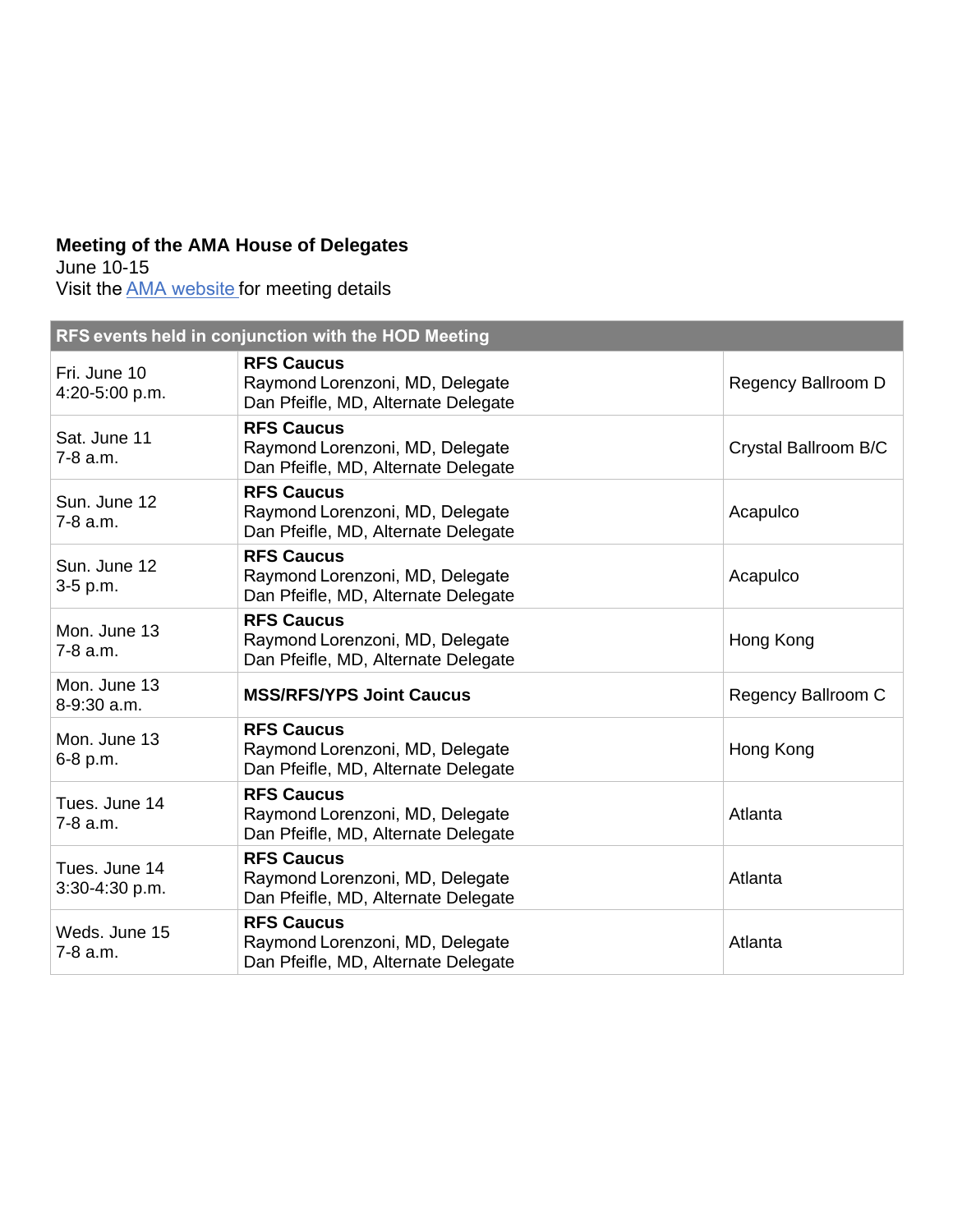**Meeting of the AMA House of Delegates**
June 10-15
Visit the AMA website for meeting details

| RFS events held in conjunction with the HOD Meeting | | |
|---|---|---|
| Fri. June 10<br>4:20-5:00 p.m. | **RFS Caucus**<br>Raymond Lorenzoni, MD, Delegate<br>Dan Pfeifle, MD, Alternate Delegate | Regency Ballroom D |
| Sat. June 11<br>7-8 a.m. | **RFS Caucus**<br>Raymond Lorenzoni, MD, Delegate<br>Dan Pfeifle, MD, Alternate Delegate | Crystal Ballroom B/C |
| Sun. June 12<br>7-8 a.m. | **RFS Caucus**<br>Raymond Lorenzoni, MD, Delegate<br>Dan Pfeifle, MD, Alternate Delegate | Acapulco |
| Sun. June 12<br>3-5 p.m. | **RFS Caucus**<br>Raymond Lorenzoni, MD, Delegate<br>Dan Pfeifle, MD, Alternate Delegate | Acapulco |
| Mon. June 13<br>7-8 a.m. | **RFS Caucus**<br>Raymond Lorenzoni, MD, Delegate<br>Dan Pfeifle, MD, Alternate Delegate | Hong Kong |
| Mon. June 13<br>8-9:30 a.m. | **MSS/RFS/YPS Joint Caucus** | Regency Ballroom C |
| Mon. June 13<br>6-8 p.m. | **RFS Caucus**<br>Raymond Lorenzoni, MD, Delegate<br>Dan Pfeifle, MD, Alternate Delegate | Hong Kong |
| Tues. June 14<br>7-8 a.m. | **RFS Caucus**<br>Raymond Lorenzoni, MD, Delegate<br>Dan Pfeifle, MD, Alternate Delegate | Atlanta |
| Tues. June 14<br>3:30-4:30 p.m. | **RFS Caucus**<br>Raymond Lorenzoni, MD, Delegate<br>Dan Pfeifle, MD, Alternate Delegate | Atlanta |
| Weds. June 15<br>7-8 a.m. | **RFS Caucus**<br>Raymond Lorenzoni, MD, Delegate<br>Dan Pfeifle, MD, Alternate Delegate | Atlanta |